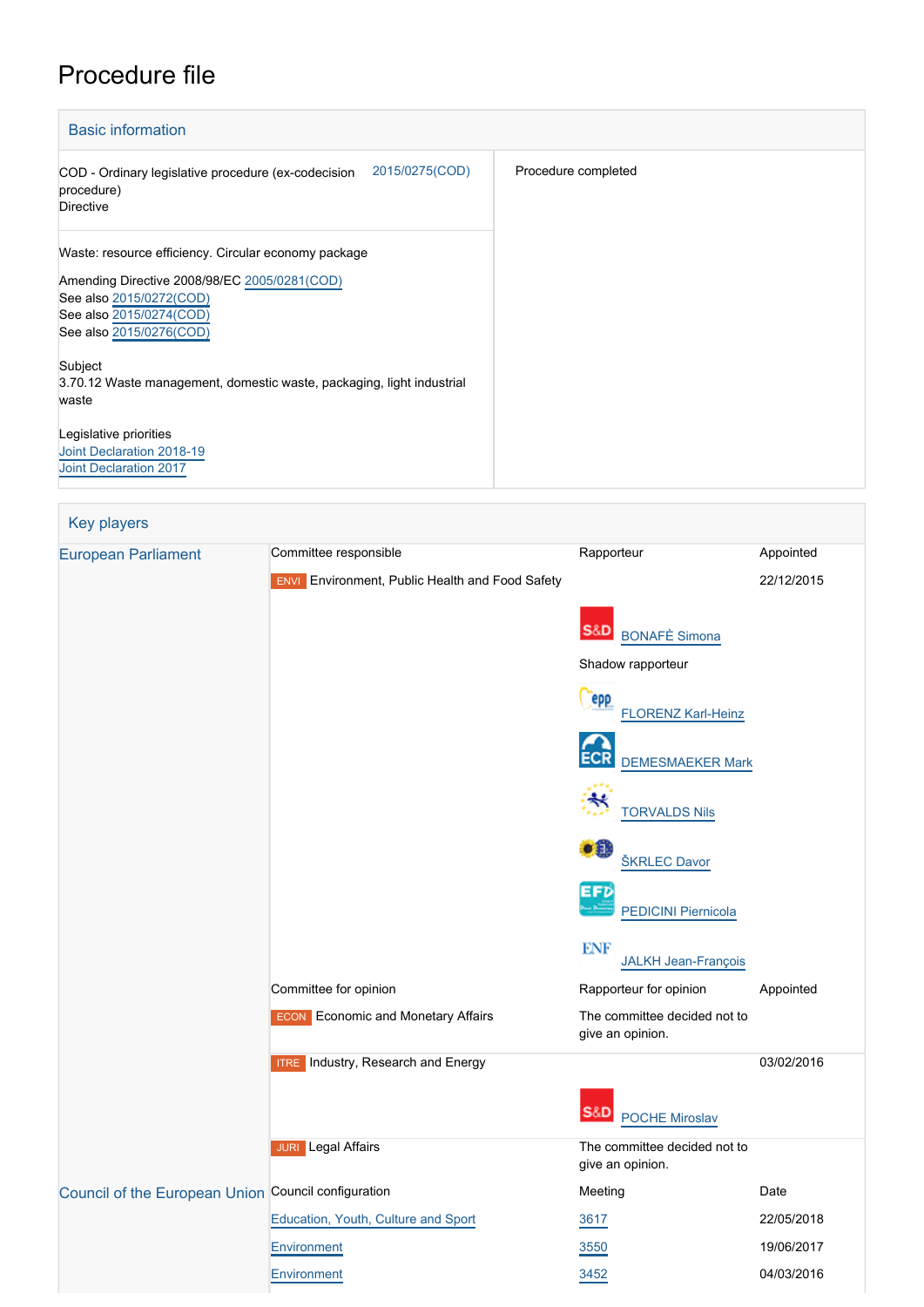# Procedure file

## Basic information

| | |
|---|---|
| COD - Ordinary legislative procedure (ex-codecision procedure) Directive 2015/0275(COD) | Procedure completed |
| Waste: resource efficiency. Circular economy package<br><br>Amending Directive 2008/98/EC 2005/0281(COD)<br>See also 2015/0272(COD)<br>See also 2015/0274(COD)<br>See also 2015/0276(COD)<br><br>Subject<br>3.70.12 Waste management, domestic waste, packaging, light industrial waste<br><br>Legislative priorities<br>Joint Declaration 2018-19<br>Joint Declaration 2017 | |

## Key players

| | | | |
|---|---|---|---|
| European Parliament | Committee responsible | Rapporteur | Appointed |
| | ENVI Environment, Public Health and Food Safety | | 22/12/2015 |
| | | S&D BONAFÈ Simona | |
| | | Shadow rapporteur | |
| | | EPP FLORENZ Karl-Heinz | |
| | | ECR DEMESMAEKER Mark | |
| | | ALDE TORVALDS Nils | |
| | | Greens/EFA ŠKRLEC Davor | |
| | | EFD PEDICINI Piernicola | |
| | | ENF JALKH Jean-François | |
| | Committee for opinion | Rapporteur for opinion | Appointed |
| | ECON Economic and Monetary Affairs | The committee decided not to give an opinion. | |
| | ITRE Industry, Research and Energy | | 03/02/2016 |
| | | S&D POCHE Miroslav | |
| | JURI Legal Affairs | The committee decided not to give an opinion. | |
| Council of the European Union | Council configuration | Meeting | Date |
| | Education, Youth, Culture and Sport | 3617 | 22/05/2018 |
| | Environment | 3550 | 19/06/2017 |
| | Environment | 3452 | 04/03/2016 |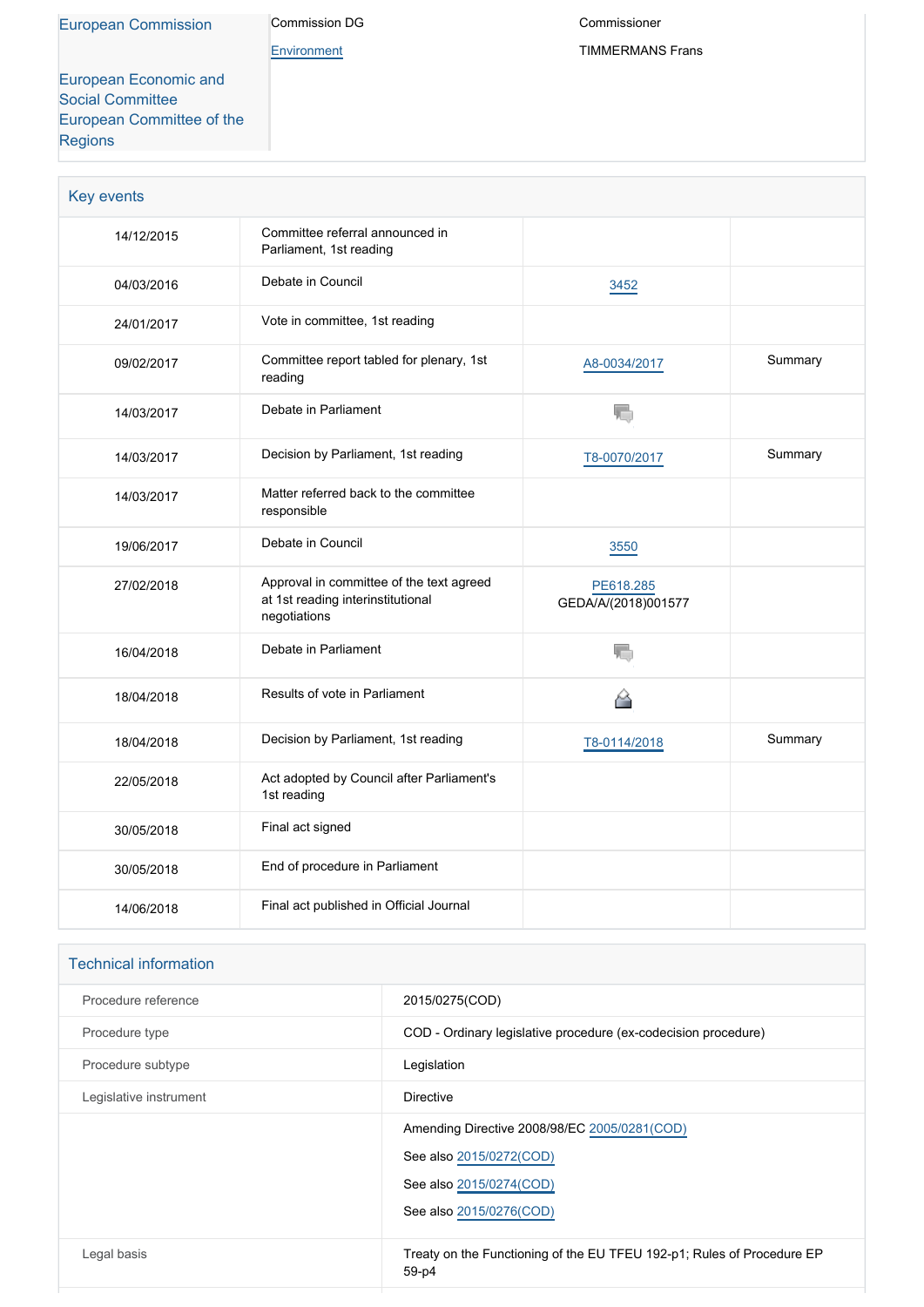| European Commission | Commission DG | Commissioner |
|---|---|---|
| | Environment | TIMMERMANS Frans |
| European Economic and Social Committee<br>European Committee of the Regions | | |

## Key events

| | | | |
|---|---|---|---|
| 14/12/2015 | Committee referral announced in Parliament, 1st reading | | |
| 04/03/2016 | Debate in Council | 3452 | |
| 24/01/2017 | Vote in committee, 1st reading | | |
| 09/02/2017 | Committee report tabled for plenary, 1st reading | A8-0034/2017 | Summary |
| 14/03/2017 | Debate in Parliament | | |
| 14/03/2017 | Decision by Parliament, 1st reading | T8-0070/2017 | Summary |
| 14/03/2017 | Matter referred back to the committee responsible | | |
| 19/06/2017 | Debate in Council | 3550 | |
| 27/02/2018 | Approval in committee of the text agreed at 1st reading interinstitutional negotiations | PE618.285<br>GEDA/A/(2018)001577 | |
| 16/04/2018 | Debate in Parliament | | |
| 18/04/2018 | Results of vote in Parliament | | |
| 18/04/2018 | Decision by Parliament, 1st reading | T8-0114/2018 | Summary |
| 22/05/2018 | Act adopted by Council after Parliament's 1st reading | | |
| 30/05/2018 | Final act signed | | |
| 30/05/2018 | End of procedure in Parliament | | |
| 14/06/2018 | Final act published in Official Journal | | |

## Technical information

| | |
|---|---|
| Procedure reference | 2015/0275(COD) |
| Procedure type | COD - Ordinary legislative procedure (ex-codecision procedure) |
| Procedure subtype | Legislation |
| Legislative instrument | Directive |
| | Amending Directive 2008/98/EC 2005/0281(COD)<br>See also 2015/0272(COD)<br>See also 2015/0274(COD)<br>See also 2015/0276(COD) |
| Legal basis | Treaty on the Functioning of the EU TFEU 192-p1; Rules of Procedure EP 59-p4 |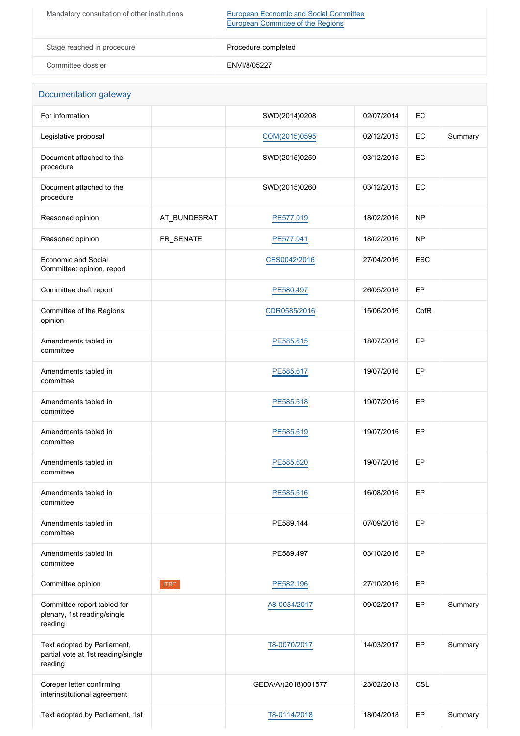| | |
|---|---|
| Mandatory consultation of other institutions | European Economic and Social Committee<br>European Committee of the Regions |
| Stage reached in procedure | Procedure completed |
| Committee dossier | ENVI/8/05227 |

## Documentation gateway

| | | | | | |
|---|---|---|---|---|---|
| For information | | SWD(2014)0208 | 02/07/2014 | EC | |
| Legislative proposal | | COM(2015)0595 | 02/12/2015 | EC | Summary |
| Document attached to the procedure | | SWD(2015)0259 | 03/12/2015 | EC | |
| Document attached to the procedure | | SWD(2015)0260 | 03/12/2015 | EC | |
| Reasoned opinion | AT_BUNDESRAT | PE577.019 | 18/02/2016 | NP | |
| Reasoned opinion | FR_SENATE | PE577.041 | 18/02/2016 | NP | |
| Economic and Social Committee: opinion, report | | CES0042/2016 | 27/04/2016 | ESC | |
| Committee draft report | | PE580.497 | 26/05/2016 | EP | |
| Committee of the Regions: opinion | | CDR0585/2016 | 15/06/2016 | CofR | |
| Amendments tabled in committee | | PE585.615 | 18/07/2016 | EP | |
| Amendments tabled in committee | | PE585.617 | 19/07/2016 | EP | |
| Amendments tabled in committee | | PE585.618 | 19/07/2016 | EP | |
| Amendments tabled in committee | | PE585.619 | 19/07/2016 | EP | |
| Amendments tabled in committee | | PE585.620 | 19/07/2016 | EP | |
| Amendments tabled in committee | | PE585.616 | 16/08/2016 | EP | |
| Amendments tabled in committee | | PE589.144 | 07/09/2016 | EP | |
| Amendments tabled in committee | | PE589.497 | 03/10/2016 | EP | |
| Committee opinion | ITRE | PE582.196 | 27/10/2016 | EP | |
| Committee report tabled for plenary, 1st reading/single reading | | A8-0034/2017 | 09/02/2017 | EP | Summary |
| Text adopted by Parliament, partial vote at 1st reading/single reading | | T8-0070/2017 | 14/03/2017 | EP | Summary |
| Coreper letter confirming interinstitutional agreement | | GEDA/A/(2018)001577 | 23/02/2018 | CSL | |
| Text adopted by Parliament, 1st | | T8-0114/2018 | 18/04/2018 | EP | Summary |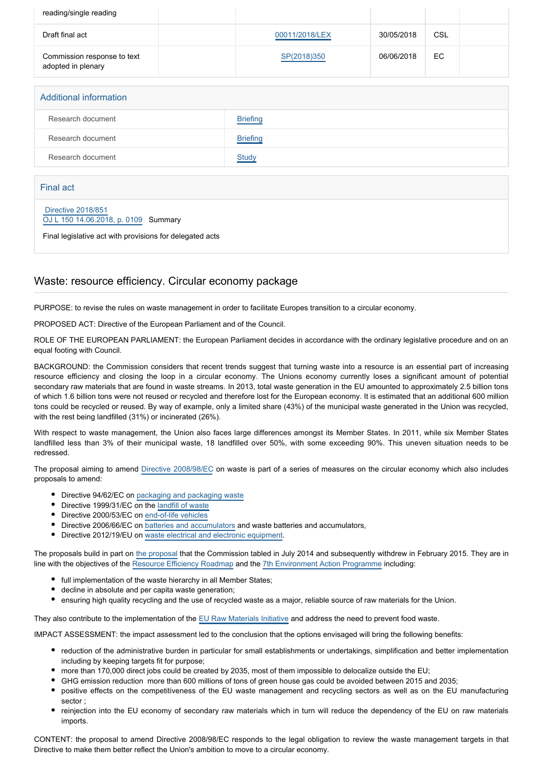| reading/single reading | | | | | |
|---|---|---|---|---|---|
| Draft final act | | 00011/2018/LEX | 30/05/2018 | CSL | |
| Commission response to text adopted in plenary | | SP(2018)350 | 06/06/2018 | EC | |

## Additional information

| Research document | Briefing |
|---|---|
| Research document | Briefing |
| Research document | Study |

## Final act

Directive 2018/851
OJ L 150 14.06.2018, p. 0109 Summary

Final legislative act with provisions for delegated acts

## Waste: resource efficiency. Circular economy package

PURPOSE: to revise the rules on waste management in order to facilitate Europes transition to a circular economy.

PROPOSED ACT: Directive of the European Parliament and of the Council.

ROLE OF THE EUROPEAN PARLIAMENT: the European Parliament decides in accordance with the ordinary legislative procedure and on an equal footing with Council.

BACKGROUND: the Commission considers that recent trends suggest that turning waste into a resource is an essential part of increasing resource efficiency and closing the loop in a circular economy. The Unions economy currently loses a significant amount of potential secondary raw materials that are found in waste streams. In 2013, total waste generation in the EU amounted to approximately 2.5 billion tons of which 1.6 billion tons were not reused or recycled and therefore lost for the European economy. It is estimated that an additional 600 million tons could be recycled or reused. By way of example, only a limited share (43%) of the municipal waste generated in the Union was recycled, with the rest being landfilled (31%) or incinerated (26%).

With respect to waste management, the Union also faces large differences amongst its Member States. In 2011, while six Member States landfilled less than 3% of their municipal waste, 18 landfilled over 50%, with some exceeding 90%. This uneven situation needs to be redressed.

The proposal aiming to amend Directive 2008/98/EC on waste is part of a series of measures on the circular economy which also includes proposals to amend:

- Directive 94/62/EC on packaging and packaging waste
- Directive 1999/31/EC on the landfill of waste
- Directive 2000/53/EC on end-of-life vehicles
- Directive 2006/66/EC on batteries and accumulators and waste batteries and accumulators,
- Directive 2012/19/EU on waste electrical and electronic equipment.

The proposals build in part on the proposal that the Commission tabled in July 2014 and subsequently withdrew in February 2015. They are in line with the objectives of the Resource Efficiency Roadmap and the 7th Environment Action Programme including:

- full implementation of the waste hierarchy in all Member States;
- decline in absolute and per capita waste generation;
- ensuring high quality recycling and the use of recycled waste as a major, reliable source of raw materials for the Union.

They also contribute to the implementation of the EU Raw Materials Initiative and address the need to prevent food waste.

IMPACT ASSESSMENT: the impact assessment led to the conclusion that the options envisaged will bring the following benefits:

- reduction of the administrative burden in particular for small establishments or undertakings, simplification and better implementation including by keeping targets fit for purpose;
- more than 170,000 direct jobs could be created by 2035, most of them impossible to delocalize outside the EU;
- GHG emission reduction more than 600 millions of tons of green house gas could be avoided between 2015 and 2035;
- positive effects on the competitiveness of the EU waste management and recycling sectors as well as on the EU manufacturing sector ;
- reinjection into the EU economy of secondary raw materials which in turn will reduce the dependency of the EU on raw materials imports.

CONTENT: the proposal to amend Directive 2008/98/EC responds to the legal obligation to review the waste management targets in that Directive to make them better reflect the Union's ambition to move to a circular economy.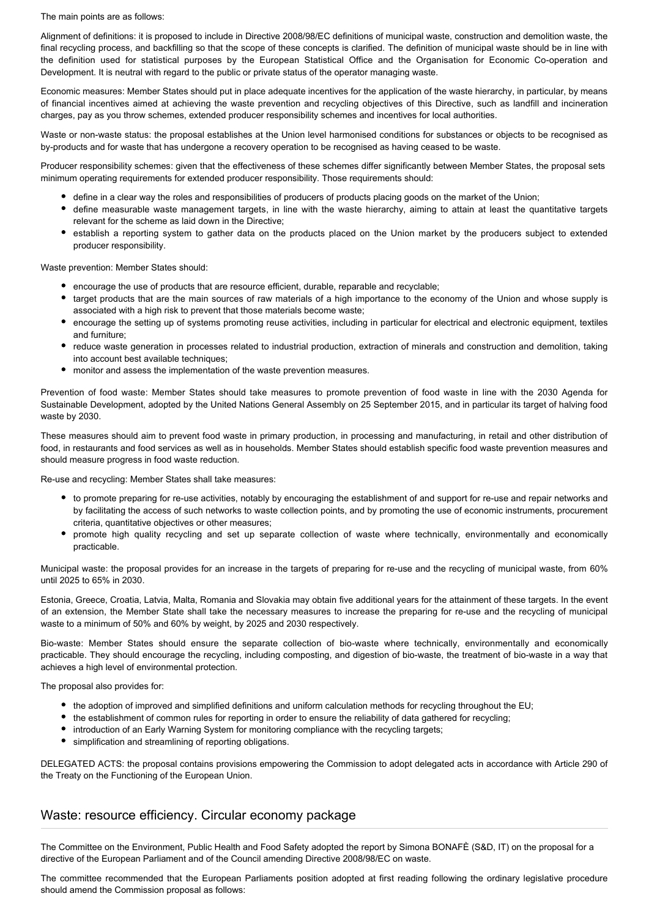The main points are as follows:

Alignment of definitions: it is proposed to include in Directive 2008/98/EC definitions of municipal waste, construction and demolition waste, the final recycling process, and backfilling so that the scope of these concepts is clarified. The definition of municipal waste should be in line with the definition used for statistical purposes by the European Statistical Office and the Organisation for Economic Co-operation and Development. It is neutral with regard to the public or private status of the operator managing waste.

Economic measures: Member States should put in place adequate incentives for the application of the waste hierarchy, in particular, by means of financial incentives aimed at achieving the waste prevention and recycling objectives of this Directive, such as landfill and incineration charges, pay as you throw schemes, extended producer responsibility schemes and incentives for local authorities.

Waste or non-waste status: the proposal establishes at the Union level harmonised conditions for substances or objects to be recognised as by-products and for waste that has undergone a recovery operation to be recognised as having ceased to be waste.

Producer responsibility schemes: given that the effectiveness of these schemes differ significantly between Member States, the proposal sets minimum operating requirements for extended producer responsibility. Those requirements should:

- define in a clear way the roles and responsibilities of producers of products placing goods on the market of the Union;
- define measurable waste management targets, in line with the waste hierarchy, aiming to attain at least the quantitative targets relevant for the scheme as laid down in the Directive;
- establish a reporting system to gather data on the products placed on the Union market by the producers subject to extended producer responsibility.

Waste prevention: Member States should:

- encourage the use of products that are resource efficient, durable, reparable and recyclable;
- target products that are the main sources of raw materials of a high importance to the economy of the Union and whose supply is associated with a high risk to prevent that those materials become waste;
- encourage the setting up of systems promoting reuse activities, including in particular for electrical and electronic equipment, textiles and furniture;
- reduce waste generation in processes related to industrial production, extraction of minerals and construction and demolition, taking into account best available techniques;
- monitor and assess the implementation of the waste prevention measures.

Prevention of food waste: Member States should take measures to promote prevention of food waste in line with the 2030 Agenda for Sustainable Development, adopted by the United Nations General Assembly on 25 September 2015, and in particular its target of halving food waste by 2030.

These measures should aim to prevent food waste in primary production, in processing and manufacturing, in retail and other distribution of food, in restaurants and food services as well as in households. Member States should establish specific food waste prevention measures and should measure progress in food waste reduction.

Re-use and recycling: Member States shall take measures:

- to promote preparing for re-use activities, notably by encouraging the establishment of and support for re-use and repair networks and by facilitating the access of such networks to waste collection points, and by promoting the use of economic instruments, procurement criteria, quantitative objectives or other measures;
- promote high quality recycling and set up separate collection of waste where technically, environmentally and economically practicable.

Municipal waste: the proposal provides for an increase in the targets of preparing for re-use and the recycling of municipal waste, from 60% until 2025 to 65% in 2030.

Estonia, Greece, Croatia, Latvia, Malta, Romania and Slovakia may obtain five additional years for the attainment of these targets. In the event of an extension, the Member State shall take the necessary measures to increase the preparing for re-use and the recycling of municipal waste to a minimum of 50% and 60% by weight, by 2025 and 2030 respectively.

Bio-waste: Member States should ensure the separate collection of bio-waste where technically, environmentally and economically practicable. They should encourage the recycling, including composting, and digestion of bio-waste, the treatment of bio-waste in a way that achieves a high level of environmental protection.

The proposal also provides for:

- the adoption of improved and simplified definitions and uniform calculation methods for recycling throughout the EU;
- the establishment of common rules for reporting in order to ensure the reliability of data gathered for recycling;
- introduction of an Early Warning System for monitoring compliance with the recycling targets;
- simplification and streamlining of reporting obligations.

DELEGATED ACTS: the proposal contains provisions empowering the Commission to adopt delegated acts in accordance with Article 290 of the Treaty on the Functioning of the European Union.

## Waste: resource efficiency. Circular economy package

The Committee on the Environment, Public Health and Food Safety adopted the report by Simona BONAFÈ (S&D, IT) on the proposal for a directive of the European Parliament and of the Council amending Directive 2008/98/EC on waste.

The committee recommended that the European Parliaments position adopted at first reading following the ordinary legislative procedure should amend the Commission proposal as follows: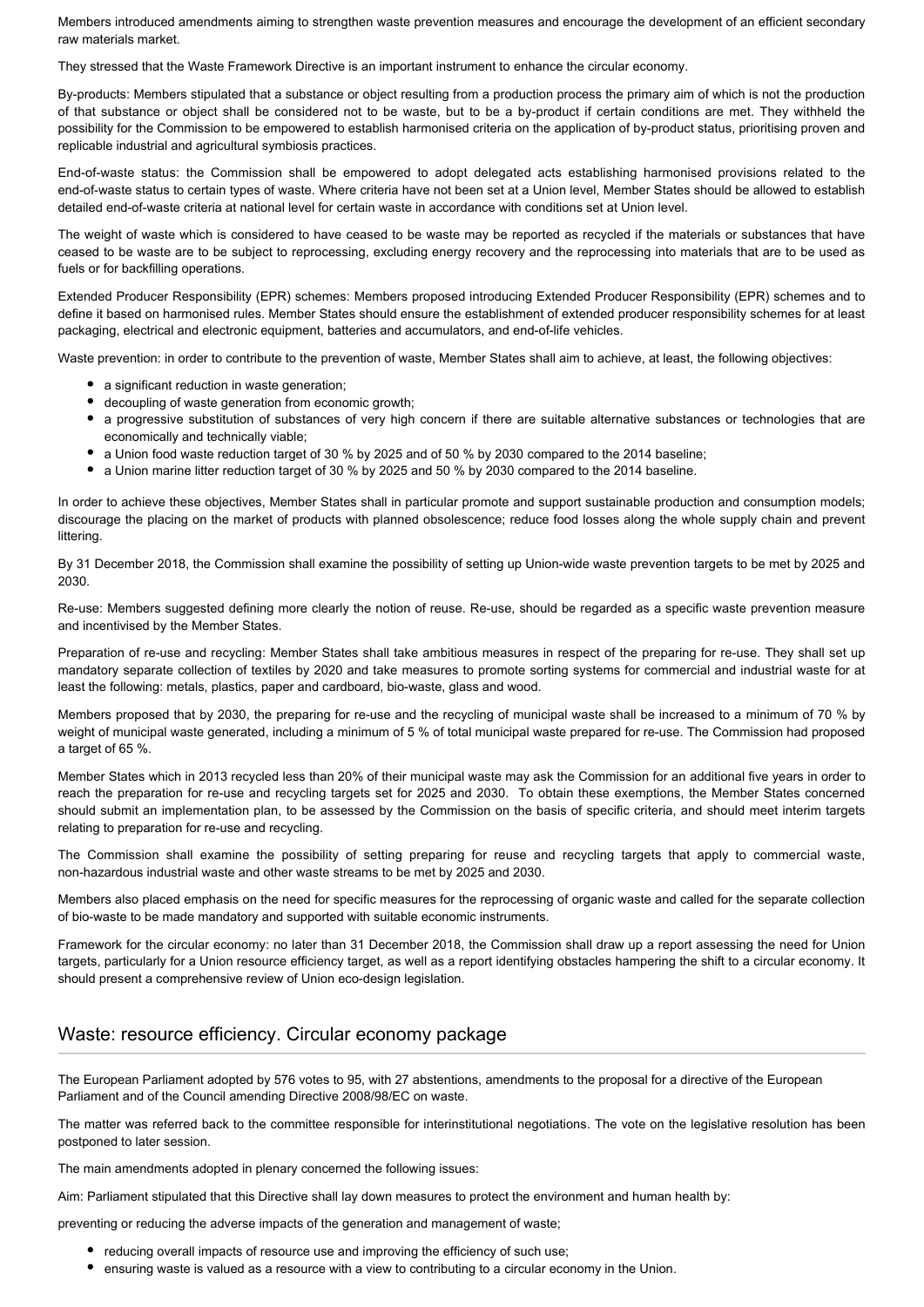Members introduced amendments aiming to strengthen waste prevention measures and encourage the development of an efficient secondary raw materials market.

They stressed that the Waste Framework Directive is an important instrument to enhance the circular economy.

By-products: Members stipulated that a substance or object resulting from a production process the primary aim of which is not the production of that substance or object shall be considered not to be waste, but to be a by-product if certain conditions are met. They withheld the possibility for the Commission to be empowered to establish harmonised criteria on the application of by-product status, prioritising proven and replicable industrial and agricultural symbiosis practices.

End-of-waste status: the Commission shall be empowered to adopt delegated acts establishing harmonised provisions related to the end-of-waste status to certain types of waste. Where criteria have not been set at a Union level, Member States should be allowed to establish detailed end-of-waste criteria at national level for certain waste in accordance with conditions set at Union level.

The weight of waste which is considered to have ceased to be waste may be reported as recycled if the materials or substances that have ceased to be waste are to be subject to reprocessing, excluding energy recovery and the reprocessing into materials that are to be used as fuels or for backfilling operations.

Extended Producer Responsibility (EPR) schemes: Members proposed introducing Extended Producer Responsibility (EPR) schemes and to define it based on harmonised rules. Member States should ensure the establishment of extended producer responsibility schemes for at least packaging, electrical and electronic equipment, batteries and accumulators, and end-of-life vehicles.

Waste prevention: in order to contribute to the prevention of waste, Member States shall aim to achieve, at least, the following objectives:

- a significant reduction in waste generation;
- decoupling of waste generation from economic growth;
- a progressive substitution of substances of very high concern if there are suitable alternative substances or technologies that are economically and technically viable;
- a Union food waste reduction target of 30 % by 2025 and of 50 % by 2030 compared to the 2014 baseline;
- a Union marine litter reduction target of 30 % by 2025 and 50 % by 2030 compared to the 2014 baseline.

In order to achieve these objectives, Member States shall in particular promote and support sustainable production and consumption models; discourage the placing on the market of products with planned obsolescence; reduce food losses along the whole supply chain and prevent littering.

By 31 December 2018, the Commission shall examine the possibility of setting up Union-wide waste prevention targets to be met by 2025 and 2030.

Re-use: Members suggested defining more clearly the notion of reuse. Re-use, should be regarded as a specific waste prevention measure and incentivised by the Member States.

Preparation of re-use and recycling: Member States shall take ambitious measures in respect of the preparing for re-use. They shall set up mandatory separate collection of textiles by 2020 and take measures to promote sorting systems for commercial and industrial waste for at least the following: metals, plastics, paper and cardboard, bio-waste, glass and wood.

Members proposed that by 2030, the preparing for re-use and the recycling of municipal waste shall be increased to a minimum of 70 % by weight of municipal waste generated, including a minimum of 5 % of total municipal waste prepared for re-use. The Commission had proposed a target of 65 %.

Member States which in 2013 recycled less than 20% of their municipal waste may ask the Commission for an additional five years in order to reach the preparation for re-use and recycling targets set for 2025 and 2030. To obtain these exemptions, the Member States concerned should submit an implementation plan, to be assessed by the Commission on the basis of specific criteria, and should meet interim targets relating to preparation for re-use and recycling.

The Commission shall examine the possibility of setting preparing for reuse and recycling targets that apply to commercial waste, non-hazardous industrial waste and other waste streams to be met by 2025 and 2030.

Members also placed emphasis on the need for specific measures for the reprocessing of organic waste and called for the separate collection of bio-waste to be made mandatory and supported with suitable economic instruments.

Framework for the circular economy: no later than 31 December 2018, the Commission shall draw up a report assessing the need for Union targets, particularly for a Union resource efficiency target, as well as a report identifying obstacles hampering the shift to a circular economy. It should present a comprehensive review of Union eco-design legislation.

## Waste: resource efficiency. Circular economy package

The European Parliament adopted by 576 votes to 95, with 27 abstentions, amendments to the proposal for a directive of the European Parliament and of the Council amending Directive 2008/98/EC on waste.

The matter was referred back to the committee responsible for interinstitutional negotiations. The vote on the legislative resolution has been postponed to later session.

The main amendments adopted in plenary concerned the following issues:

Aim: Parliament stipulated that this Directive shall lay down measures to protect the environment and human health by:

preventing or reducing the adverse impacts of the generation and management of waste;

- reducing overall impacts of resource use and improving the efficiency of such use;
- ensuring waste is valued as a resource with a view to contributing to a circular economy in the Union.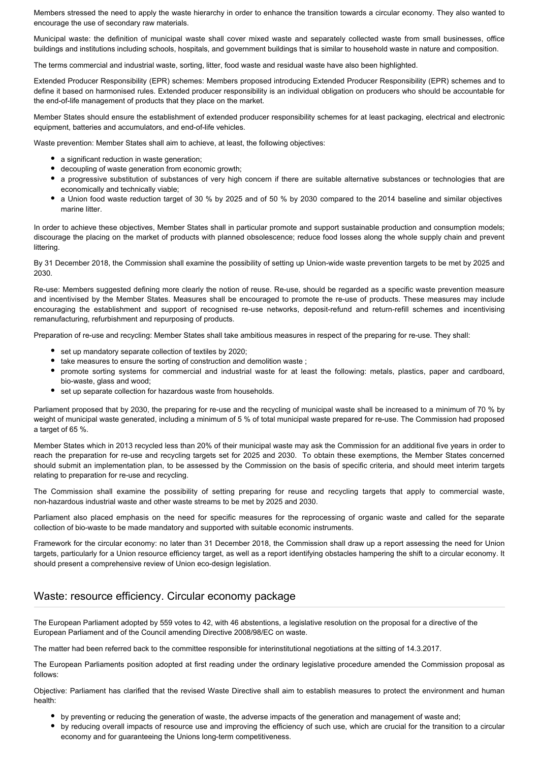Members stressed the need to apply the waste hierarchy in order to enhance the transition towards a circular economy. They also wanted to encourage the use of secondary raw materials.

Municipal waste: the definition of municipal waste shall cover mixed waste and separately collected waste from small businesses, office buildings and institutions including schools, hospitals, and government buildings that is similar to household waste in nature and composition.

The terms commercial and industrial waste, sorting, litter, food waste and residual waste have also been highlighted.

Extended Producer Responsibility (EPR) schemes: Members proposed introducing Extended Producer Responsibility (EPR) schemes and to define it based on harmonised rules. Extended producer responsibility is an individual obligation on producers who should be accountable for the end-of-life management of products that they place on the market.

Member States should ensure the establishment of extended producer responsibility schemes for at least packaging, electrical and electronic equipment, batteries and accumulators, and end-of-life vehicles.

Waste prevention: Member States shall aim to achieve, at least, the following objectives:

- a significant reduction in waste generation;
- decoupling of waste generation from economic growth;
- a progressive substitution of substances of very high concern if there are suitable alternative substances or technologies that are economically and technically viable;
- a Union food waste reduction target of 30 % by 2025 and of 50 % by 2030 compared to the 2014 baseline and similar objectives marine litter.

In order to achieve these objectives, Member States shall in particular promote and support sustainable production and consumption models; discourage the placing on the market of products with planned obsolescence; reduce food losses along the whole supply chain and prevent littering.

By 31 December 2018, the Commission shall examine the possibility of setting up Union-wide waste prevention targets to be met by 2025 and 2030.

Re-use: Members suggested defining more clearly the notion of reuse. Re-use, should be regarded as a specific waste prevention measure and incentivised by the Member States. Measures shall be encouraged to promote the re-use of products. These measures may include encouraging the establishment and support of recognised re-use networks, deposit-refund and return-refill schemes and incentivising remanufacturing, refurbishment and repurposing of products.

Preparation of re-use and recycling: Member States shall take ambitious measures in respect of the preparing for re-use. They shall:

- set up mandatory separate collection of textiles by 2020;
- take measures to ensure the sorting of construction and demolition waste ;
- promote sorting systems for commercial and industrial waste for at least the following: metals, plastics, paper and cardboard, bio-waste, glass and wood;
- set up separate collection for hazardous waste from households.

Parliament proposed that by 2030, the preparing for re-use and the recycling of municipal waste shall be increased to a minimum of 70 % by weight of municipal waste generated, including a minimum of 5 % of total municipal waste prepared for re-use. The Commission had proposed a target of 65 %.

Member States which in 2013 recycled less than 20% of their municipal waste may ask the Commission for an additional five years in order to reach the preparation for re-use and recycling targets set for 2025 and 2030. To obtain these exemptions, the Member States concerned should submit an implementation plan, to be assessed by the Commission on the basis of specific criteria, and should meet interim targets relating to preparation for re-use and recycling.

The Commission shall examine the possibility of setting preparing for reuse and recycling targets that apply to commercial waste, non-hazardous industrial waste and other waste streams to be met by 2025 and 2030.

Parliament also placed emphasis on the need for specific measures for the reprocessing of organic waste and called for the separate collection of bio-waste to be made mandatory and supported with suitable economic instruments.

Framework for the circular economy: no later than 31 December 2018, the Commission shall draw up a report assessing the need for Union targets, particularly for a Union resource efficiency target, as well as a report identifying obstacles hampering the shift to a circular economy. It should present a comprehensive review of Union eco-design legislation.

## Waste: resource efficiency. Circular economy package

The European Parliament adopted by 559 votes to 42, with 46 abstentions, a legislative resolution on the proposal for a directive of the European Parliament and of the Council amending Directive 2008/98/EC on waste.

The matter had been referred back to the committee responsible for interinstitutional negotiations at the sitting of 14.3.2017.

The European Parliaments position adopted at first reading under the ordinary legislative procedure amended the Commission proposal as follows:

Objective: Parliament has clarified that the revised Waste Directive shall aim to establish measures to protect the environment and human health:

- by preventing or reducing the generation of waste, the adverse impacts of the generation and management of waste and;
- by reducing overall impacts of resource use and improving the efficiency of such use, which are crucial for the transition to a circular economy and for guaranteeing the Unions long-term competitiveness.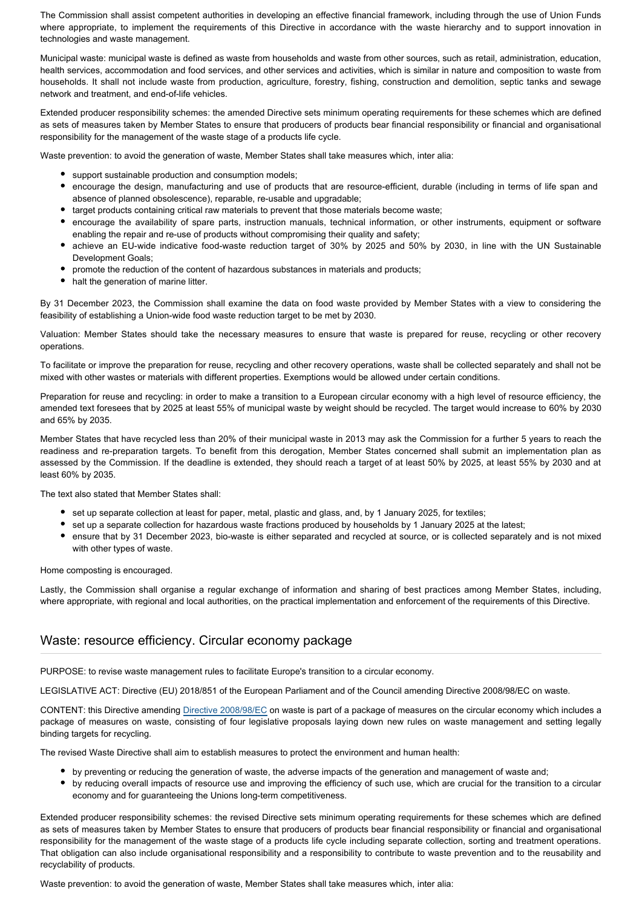The Commission shall assist competent authorities in developing an effective financial framework, including through the use of Union Funds where appropriate, to implement the requirements of this Directive in accordance with the waste hierarchy and to support innovation in technologies and waste management.

Municipal waste: municipal waste is defined as waste from households and waste from other sources, such as retail, administration, education, health services, accommodation and food services, and other services and activities, which is similar in nature and composition to waste from households. It shall not include waste from production, agriculture, forestry, fishing, construction and demolition, septic tanks and sewage network and treatment, and end-of-life vehicles.

Extended producer responsibility schemes: the amended Directive sets minimum operating requirements for these schemes which are defined as sets of measures taken by Member States to ensure that producers of products bear financial responsibility or financial and organisational responsibility for the management of the waste stage of a products life cycle.

Waste prevention: to avoid the generation of waste, Member States shall take measures which, inter alia:

- support sustainable production and consumption models;
- encourage the design, manufacturing and use of products that are resource-efficient, durable (including in terms of life span and absence of planned obsolescence), reparable, re-usable and upgradable;
- target products containing critical raw materials to prevent that those materials become waste;
- encourage the availability of spare parts, instruction manuals, technical information, or other instruments, equipment or software enabling the repair and re-use of products without compromising their quality and safety;
- achieve an EU-wide indicative food-waste reduction target of 30% by 2025 and 50% by 2030, in line with the UN Sustainable Development Goals;
- promote the reduction of the content of hazardous substances in materials and products;
- halt the generation of marine litter.

By 31 December 2023, the Commission shall examine the data on food waste provided by Member States with a view to considering the feasibility of establishing a Union-wide food waste reduction target to be met by 2030.

Valuation: Member States should take the necessary measures to ensure that waste is prepared for reuse, recycling or other recovery operations.

To facilitate or improve the preparation for reuse, recycling and other recovery operations, waste shall be collected separately and shall not be mixed with other wastes or materials with different properties. Exemptions would be allowed under certain conditions.

Preparation for reuse and recycling: in order to make a transition to a European circular economy with a high level of resource efficiency, the amended text foresees that by 2025 at least 55% of municipal waste by weight should be recycled. The target would increase to 60% by 2030 and 65% by 2035.

Member States that have recycled less than 20% of their municipal waste in 2013 may ask the Commission for a further 5 years to reach the readiness and re-preparation targets. To benefit from this derogation, Member States concerned shall submit an implementation plan as assessed by the Commission. If the deadline is extended, they should reach a target of at least 50% by 2025, at least 55% by 2030 and at least 60% by 2035.

The text also stated that Member States shall:

- set up separate collection at least for paper, metal, plastic and glass, and, by 1 January 2025, for textiles;
- set up a separate collection for hazardous waste fractions produced by households by 1 January 2025 at the latest;
- ensure that by 31 December 2023, bio-waste is either separated and recycled at source, or is collected separately and is not mixed with other types of waste.

Home composting is encouraged.

Lastly, the Commission shall organise a regular exchange of information and sharing of best practices among Member States, including, where appropriate, with regional and local authorities, on the practical implementation and enforcement of the requirements of this Directive.

## Waste: resource efficiency. Circular economy package

PURPOSE: to revise waste management rules to facilitate Europe's transition to a circular economy.

LEGISLATIVE ACT: Directive (EU) 2018/851 of the European Parliament and of the Council amending Directive 2008/98/EC on waste.

CONTENT: this Directive amending Directive 2008/98/EC on waste is part of a package of measures on the circular economy which includes a package of measures on waste, consisting of four legislative proposals laying down new rules on waste management and setting legally binding targets for recycling.

The revised Waste Directive shall aim to establish measures to protect the environment and human health:

- by preventing or reducing the generation of waste, the adverse impacts of the generation and management of waste and;
- by reducing overall impacts of resource use and improving the efficiency of such use, which are crucial for the transition to a circular economy and for guaranteeing the Unions long-term competitiveness.

Extended producer responsibility schemes: the revised Directive sets minimum operating requirements for these schemes which are defined as sets of measures taken by Member States to ensure that producers of products bear financial responsibility or financial and organisational responsibility for the management of the waste stage of a products life cycle including separate collection, sorting and treatment operations. That obligation can also include organisational responsibility and a responsibility to contribute to waste prevention and to the reusability and recyclability of products.

Waste prevention: to avoid the generation of waste, Member States shall take measures which, inter alia: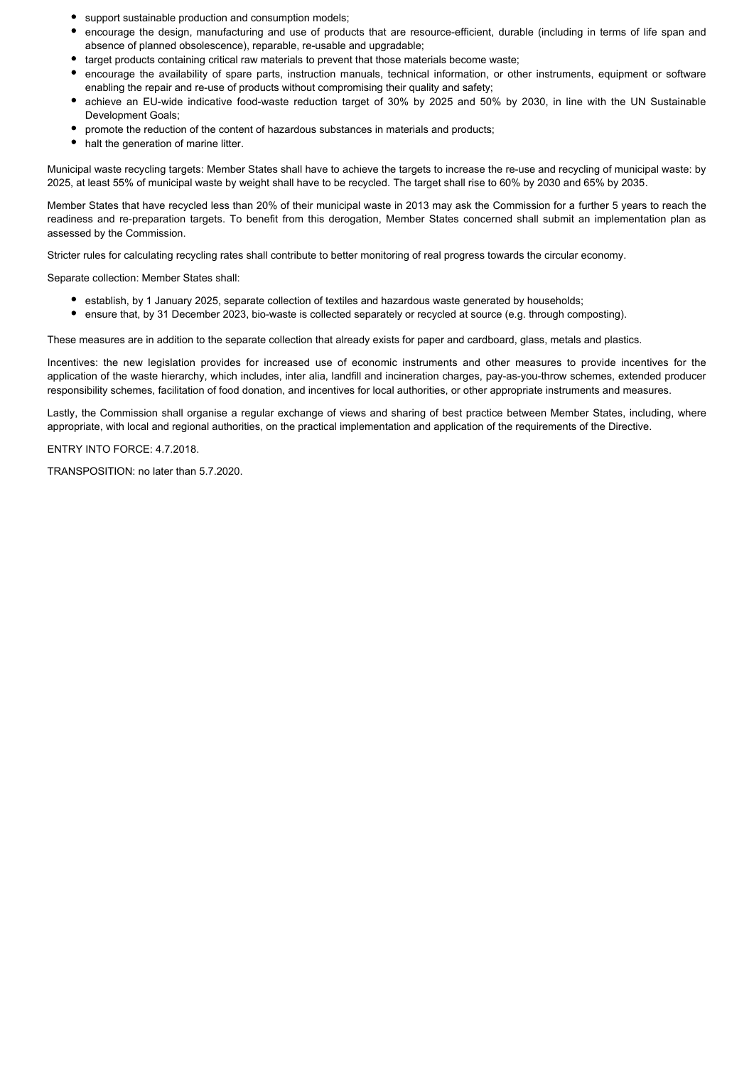- support sustainable production and consumption models;
- encourage the design, manufacturing and use of products that are resource-efficient, durable (including in terms of life span and absence of planned obsolescence), reparable, re-usable and upgradable;
- target products containing critical raw materials to prevent that those materials become waste;
- encourage the availability of spare parts, instruction manuals, technical information, or other instruments, equipment or software enabling the repair and re-use of products without compromising their quality and safety;
- achieve an EU-wide indicative food-waste reduction target of 30% by 2025 and 50% by 2030, in line with the UN Sustainable Development Goals;
- promote the reduction of the content of hazardous substances in materials and products;
- halt the generation of marine litter.

Municipal waste recycling targets: Member States shall have to achieve the targets to increase the re-use and recycling of municipal waste: by 2025, at least 55% of municipal waste by weight shall have to be recycled. The target shall rise to 60% by 2030 and 65% by 2035.

Member States that have recycled less than 20% of their municipal waste in 2013 may ask the Commission for a further 5 years to reach the readiness and re-preparation targets. To benefit from this derogation, Member States concerned shall submit an implementation plan as assessed by the Commission.

Stricter rules for calculating recycling rates shall contribute to better monitoring of real progress towards the circular economy.

Separate collection: Member States shall:

- establish, by 1 January 2025, separate collection of textiles and hazardous waste generated by households;
- ensure that, by 31 December 2023, bio-waste is collected separately or recycled at source (e.g. through composting).

These measures are in addition to the separate collection that already exists for paper and cardboard, glass, metals and plastics.

Incentives: the new legislation provides for increased use of economic instruments and other measures to provide incentives for the application of the waste hierarchy, which includes, inter alia, landfill and incineration charges, pay-as-you-throw schemes, extended producer responsibility schemes, facilitation of food donation, and incentives for local authorities, or other appropriate instruments and measures.

Lastly, the Commission shall organise a regular exchange of views and sharing of best practice between Member States, including, where appropriate, with local and regional authorities, on the practical implementation and application of the requirements of the Directive.

ENTRY INTO FORCE: 4.7.2018.

TRANSPOSITION: no later than 5.7.2020.